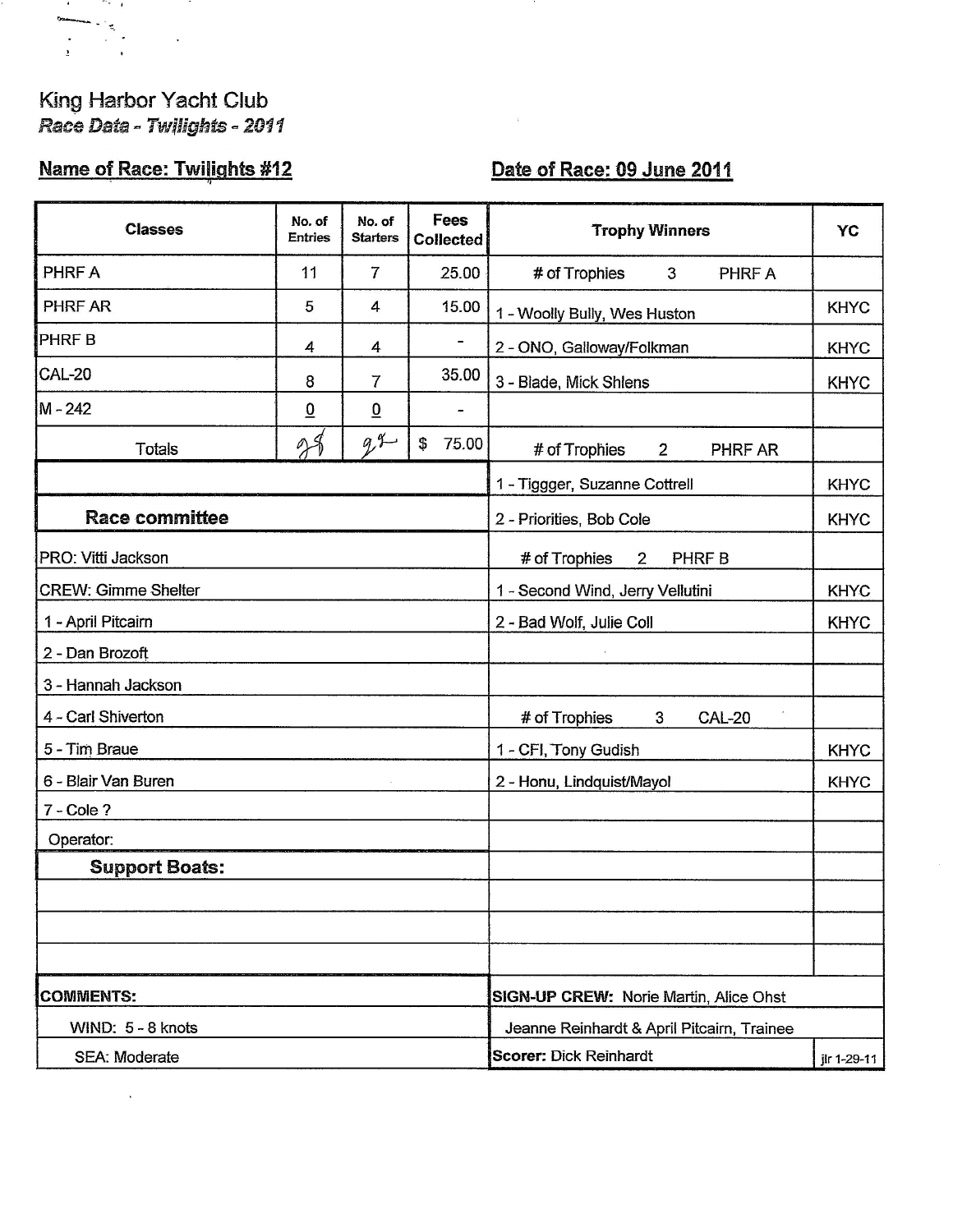King Harbor Yacht Club

*Race Data - Twilights - 2011*

**Name of Race: Twilights #12** **Date of Race: 09 June 2011**

| Classes | No. of Entries | No. of Starters | Fees Collected | Trophy Winners | YC |
|---|---|---|---|---|---|
| PHRF A | 11 | 7 | 25.00 | # of Trophies 3 PHRF A | |
| PHRF AR | 5 | 4 | 15.00 | 1 - Woolly Bully, Wes Huston | KHYC |
| PHRF B | 4 | 4 | - | 2 - ONO, Galloway/Folkman | KHYC |
| CAL-20 | 8 | 7 | 35.00 | 3 - Blade, Mick Shlens | KHYC |
| M - 242 | 0 | 0 | - | | |
| Totals | 28 | 22 | $ 75.00 | # of Trophies 2 PHRF AR | |
| | | | | 1 - Tiggger, Suzanne Cottrell | KHYC |
| **Race committee** | | | | 2 - Priorities, Bob Cole | KHYC |
| PRO: Vitti Jackson | | | | # of Trophies 2 PHRF B | |
| CREW: Gimme Shelter | | | | 1 - Second Wind, Jerry Vellutini | KHYC |
| 1 - April Pitcairn | | | | 2 - Bad Wolf, Julie Coll | KHYC |
| 2 - Dan Brozoft | | | | | |
| 3 - Hannah Jackson | | | | | |
| 4 - Carl Shiverton | | | | # of Trophies 3 CAL-20 | |
| 5 - Tim Braue | | | | 1 - CFI, Tony Gudish | KHYC |
| 6 - Blair Van Buren | | | | 2 - Honu, Lindquist/Mayol | KHYC |
| 7 - Cole ? | | | | | |
| Operator: | | | | | |
| **Support Boats:** | | | | | |
| | | | | | |
| | | | | | |
| | | | | | |
| **COMMENTS:** | | | | **SIGN-UP CREW:** Norie Martin, Alice Ohst | |
| WIND: 5 - 8 knots | | | | Jeanne Reinhardt & April Pitcairn, Trainee | |
| SEA: Moderate | | | | **Scorer:** Dick Reinhardt | jlr 1-29-11 |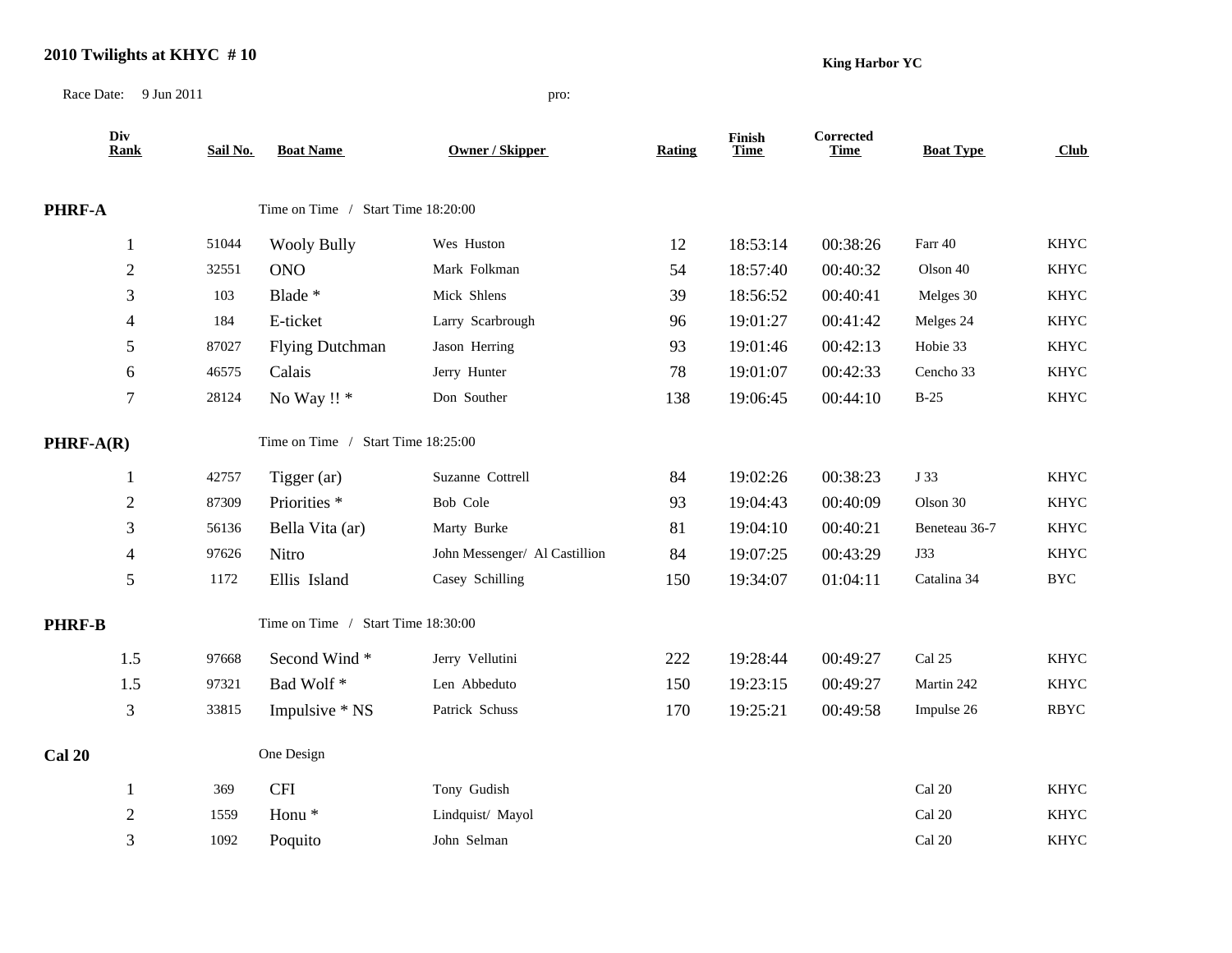## 2010 Twilights at KHYC # 10

**King Harbor YC**

Race Date: 9 Jun 2011 pro:

| Div Rank | Sail No. | Boat Name | Owner / Skipper | Rating | Finish Time | Corrected Time | Boat Type | Club |
|---|---|---|---|---|---|---|---|---|
| **PHRF-A** | | Time on Time / Start Time 18:20:00 | | | | | | |
| 1 | 51044 | Wooly Bully | Wes Huston | 12 | 18:53:14 | 00:38:26 | Farr 40 | KHYC |
| 2 | 32551 | ONO | Mark Folkman | 54 | 18:57:40 | 00:40:32 | Olson 40 | KHYC |
| 3 | 103 | Blade * | Mick Shlens | 39 | 18:56:52 | 00:40:41 | Melges 30 | KHYC |
| 4 | 184 | E-ticket | Larry Scarbrough | 96 | 19:01:27 | 00:41:42 | Melges 24 | KHYC |
| 5 | 87027 | Flying Dutchman | Jason Herring | 93 | 19:01:46 | 00:42:13 | Hobie 33 | KHYC |
| 6 | 46575 | Calais | Jerry Hunter | 78 | 19:01:07 | 00:42:33 | Cencho 33 | KHYC |
| 7 | 28124 | No Way !! * | Don Souther | 138 | 19:06:45 | 00:44:10 | B-25 | KHYC |
| **PHRF-A(R)** | | Time on Time / Start Time 18:25:00 | | | | | | |
| 1 | 42757 | Tigger (ar) | Suzanne Cottrell | 84 | 19:02:26 | 00:38:23 | J 33 | KHYC |
| 2 | 87309 | Priorities * | Bob Cole | 93 | 19:04:43 | 00:40:09 | Olson 30 | KHYC |
| 3 | 56136 | Bella Vita (ar) | Marty Burke | 81 | 19:04:10 | 00:40:21 | Beneteau 36-7 | KHYC |
| 4 | 97626 | Nitro | John Messenger/ Al Castillion | 84 | 19:07:25 | 00:43:29 | J33 | KHYC |
| 5 | 1172 | Ellis Island | Casey Schilling | 150 | 19:34:07 | 01:04:11 | Catalina 34 | BYC |
| **PHRF-B** | | Time on Time / Start Time 18:30:00 | | | | | | |
| 1.5 | 97668 | Second Wind * | Jerry Vellutini | 222 | 19:28:44 | 00:49:27 | Cal 25 | KHYC |
| 1.5 | 97321 | Bad Wolf * | Len Abbeduto | 150 | 19:23:15 | 00:49:27 | Martin 242 | KHYC |
| 3 | 33815 | Impulsive * NS | Patrick Schuss | 170 | 19:25:21 | 00:49:58 | Impulse 26 | RBYC |
| **Cal 20** | | One Design | | | | | | |
| 1 | 369 | CFI | Tony Gudish | | | | Cal 20 | KHYC |
| 2 | 1559 | Honu * | Lindquist/ Mayol | | | | Cal 20 | KHYC |
| 3 | 1092 | Poquito | John Selman | | | | Cal 20 | KHYC |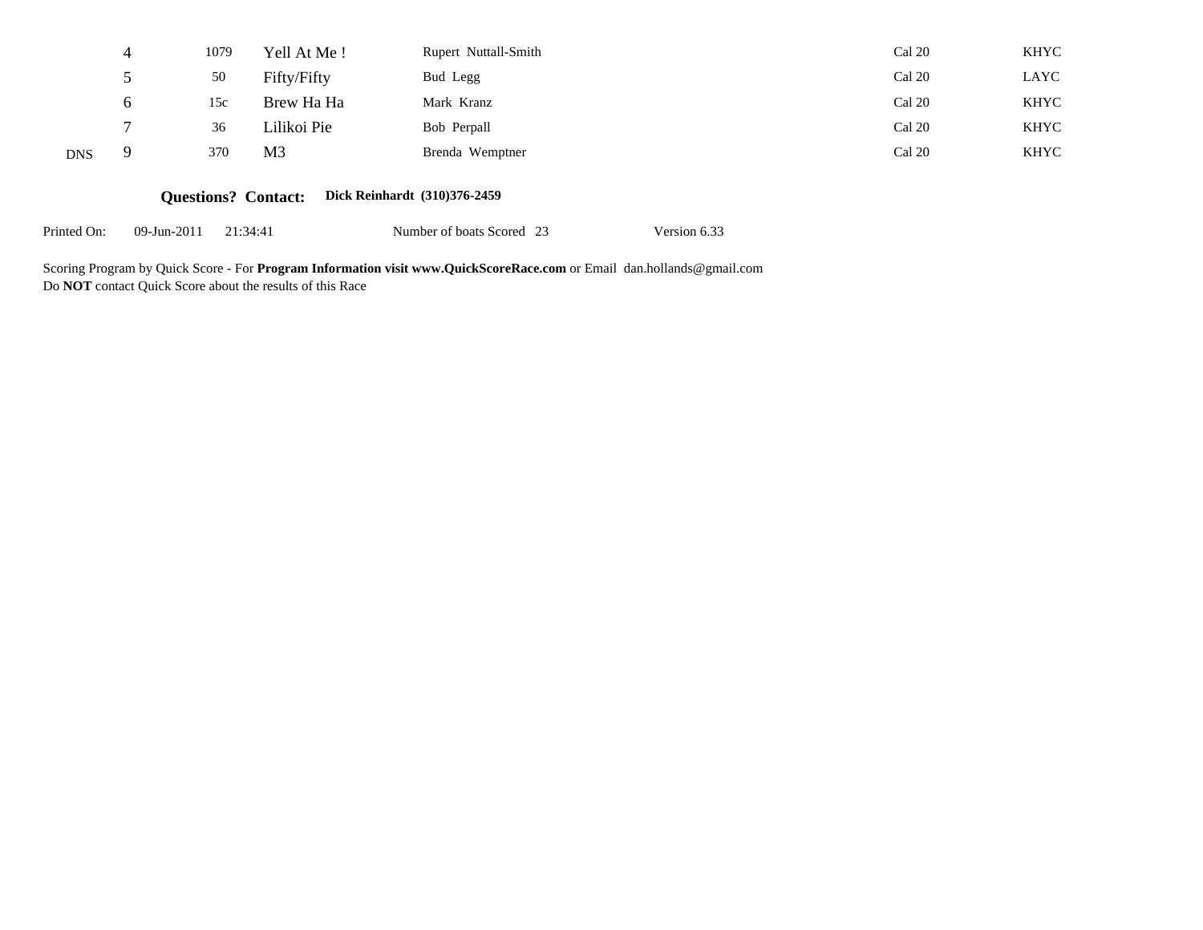| | | | | | | |
|---|---|---|---|---|---|---|
| | 4 | 1079 | Yell At Me ! | Rupert Nuttall-Smith | Cal 20 | KHYC |
| | 5 | 50 | Fifty/Fifty | Bud Legg | Cal 20 | LAYC |
| | 6 | 15c | Brew Ha Ha | Mark Kranz | Cal 20 | KHYC |
| | 7 | 36 | Lilikoi Pie | Bob Perpall | Cal 20 | KHYC |
| DNS | 9 | 370 | M3 | Brenda Wemptner | Cal 20 | KHYC |

**Questions? Contact:** **Dick Reinhardt (310)376-2459**

Printed On: 09-Jun-2011 21:34:41 Number of boats Scored 23 Version 6.33

Scoring Program by Quick Score - For **Program Information visit www.QuickScoreRace.com** or Email dan.hollands@gmail.com
Do **NOT** contact Quick Score about the results of this Race